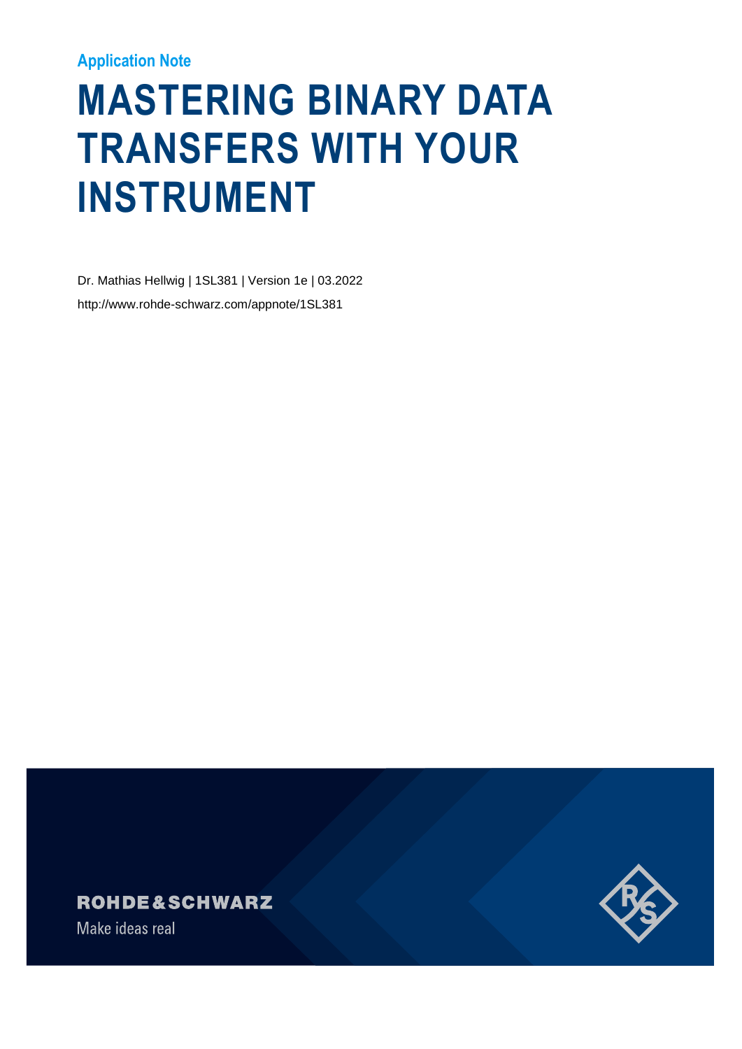Application Note

# MASTERING BINARY DATA TRANSFERS WITH YOUR INSTRUMENT

Dr. Mathias Hellwig | 1SL381 | Version 1e | 03.2022

http://www.rohde-schwarz.com/appnote/1SL381

ROHDE&SCHWARZ

Make ideas real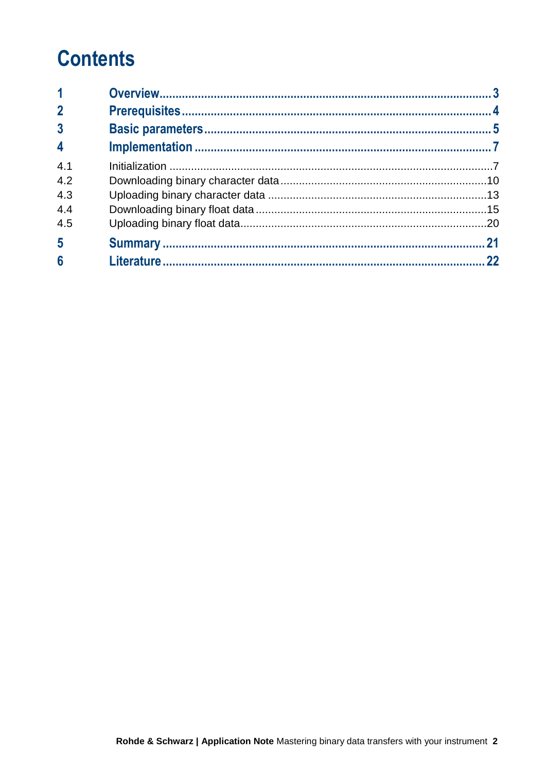# Contents

| | | |
|---|---|---|
| **1** | **Overview** | **3** |
| **2** | **Prerequisites** | **4** |
| **3** | **Basic parameters** | **5** |
| **4** | **Implementation** | **7** |
| 4.1 | Initialization | 7 |
| 4.2 | Downloading binary character data | 10 |
| 4.3 | Uploading binary character data | 13 |
| 4.4 | Downloading binary float data | 15 |
| 4.5 | Uploading binary float data | 20 |
| **5** | **Summary** | **21** |
| **6** | **Literature** | **22** |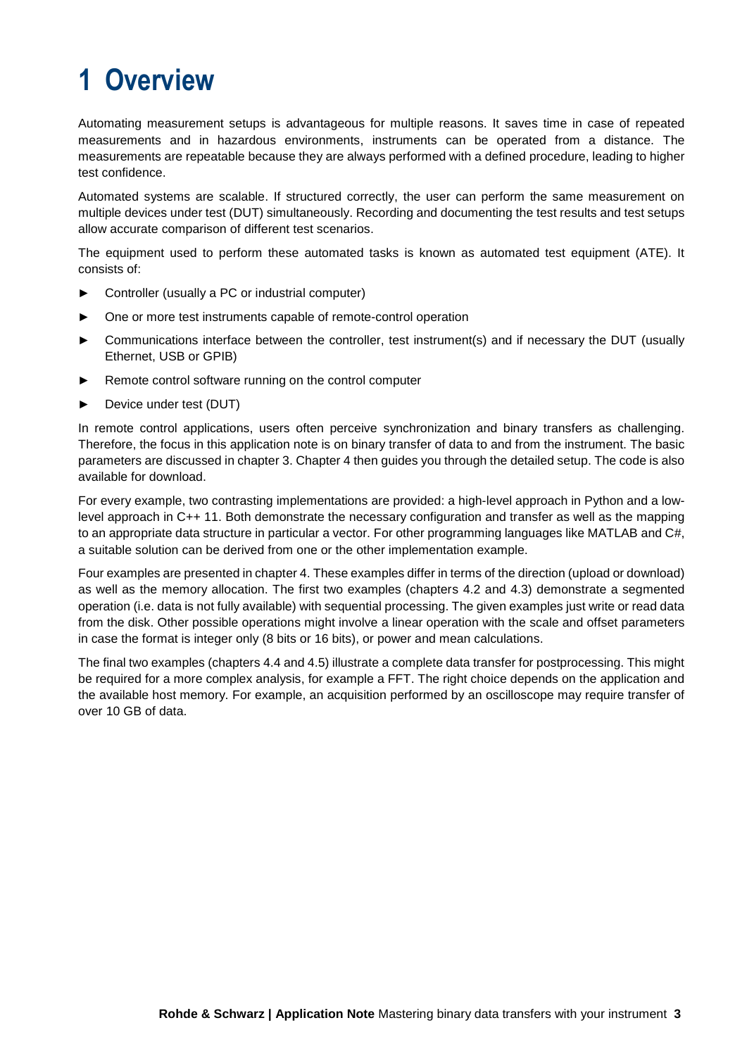# 1 Overview

Automating measurement setups is advantageous for multiple reasons. It saves time in case of repeated measurements and in hazardous environments, instruments can be operated from a distance. The measurements are repeatable because they are always performed with a defined procedure, leading to higher test confidence.

Automated systems are scalable. If structured correctly, the user can perform the same measurement on multiple devices under test (DUT) simultaneously. Recording and documenting the test results and test setups allow accurate comparison of different test scenarios.

The equipment used to perform these automated tasks is known as automated test equipment (ATE). It consists of:

- Controller (usually a PC or industrial computer)
- One or more test instruments capable of remote-control operation
- Communications interface between the controller, test instrument(s) and if necessary the DUT (usually Ethernet, USB or GPIB)
- Remote control software running on the control computer
- Device under test (DUT)

In remote control applications, users often perceive synchronization and binary transfers as challenging. Therefore, the focus in this application note is on binary transfer of data to and from the instrument. The basic parameters are discussed in chapter 3. Chapter 4 then guides you through the detailed setup. The code is also available for download.

For every example, two contrasting implementations are provided: a high-level approach in Python and a low-level approach in C++ 11. Both demonstrate the necessary configuration and transfer as well as the mapping to an appropriate data structure in particular a vector. For other programming languages like MATLAB and C#, a suitable solution can be derived from one or the other implementation example.

Four examples are presented in chapter 4. These examples differ in terms of the direction (upload or download) as well as the memory allocation. The first two examples (chapters 4.2 and 4.3) demonstrate a segmented operation (i.e. data is not fully available) with sequential processing. The given examples just write or read data from the disk. Other possible operations might involve a linear operation with the scale and offset parameters in case the format is integer only (8 bits or 16 bits), or power and mean calculations.

The final two examples (chapters 4.4 and 4.5) illustrate a complete data transfer for postprocessing. This might be required for a more complex analysis, for example a FFT. The right choice depends on the application and the available host memory. For example, an acquisition performed by an oscilloscope may require transfer of over 10 GB of data.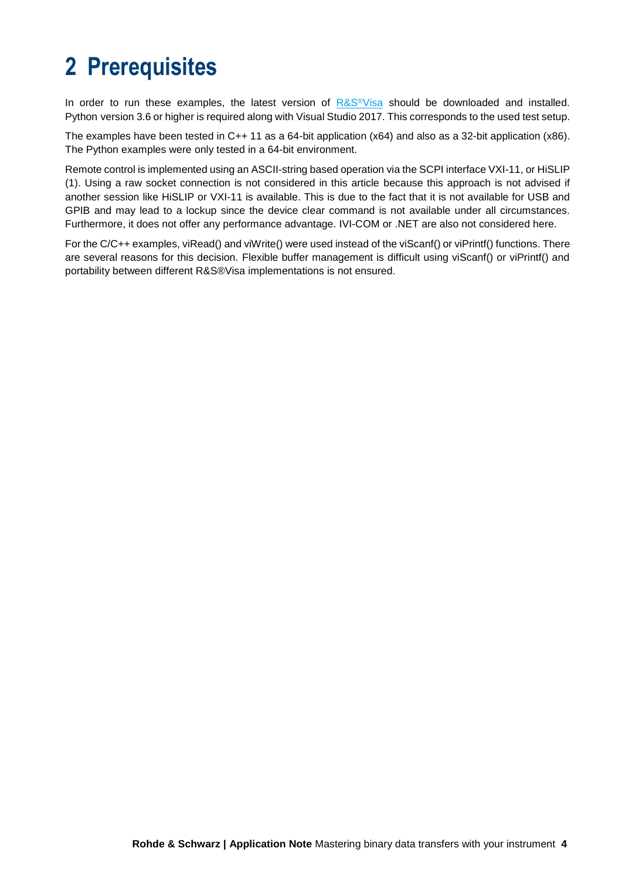# 2 Prerequisites

In order to run these examples, the latest version of R&S®Visa should be downloaded and installed. Python version 3.6 or higher is required along with Visual Studio 2017. This corresponds to the used test setup.

The examples have been tested in C++ 11 as a 64-bit application (x64) and also as a 32-bit application (x86). The Python examples were only tested in a 64-bit environment.

Remote control is implemented using an ASCII-string based operation via the SCPI interface VXI-11, or HiSLIP (1). Using a raw socket connection is not considered in this article because this approach is not advised if another session like HiSLIP or VXI-11 is available. This is due to the fact that it is not available for USB and GPIB and may lead to a lockup since the device clear command is not available under all circumstances. Furthermore, it does not offer any performance advantage. IVI-COM or .NET are also not considered here.

For the C/C++ examples, viRead() and viWrite() were used instead of the viScanf() or viPrintf() functions. There are several reasons for this decision. Flexible buffer management is difficult using viScanf() or viPrintf() and portability between different R&S®Visa implementations is not ensured.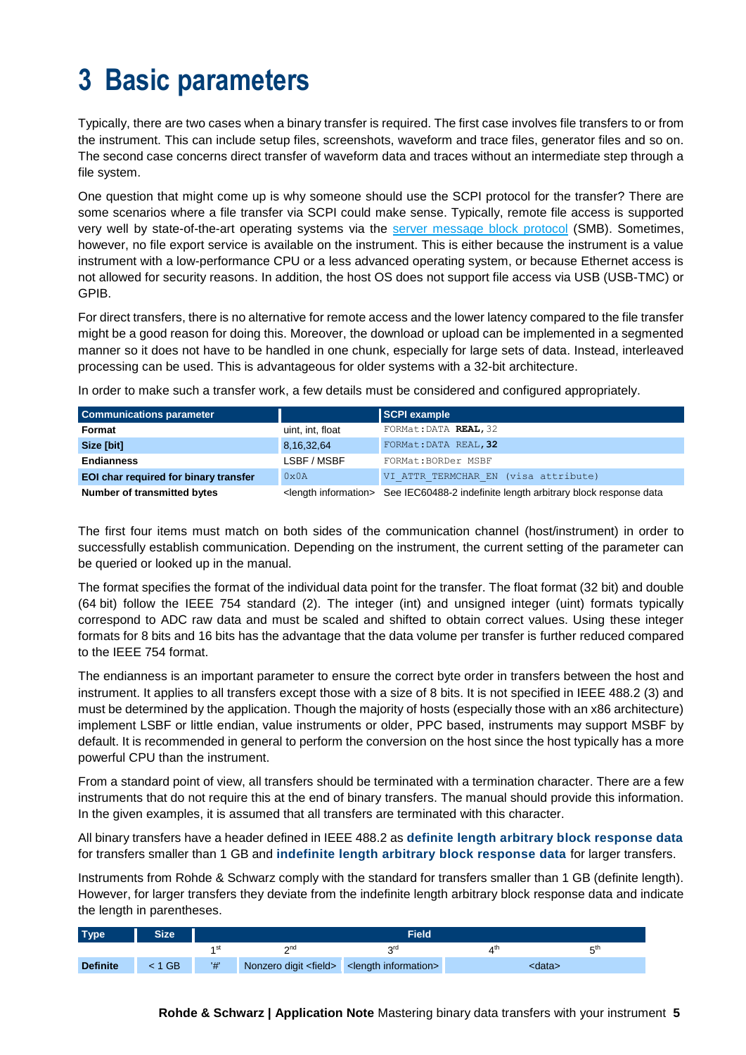# 3 Basic parameters

Typically, there are two cases when a binary transfer is required. The first case involves file transfers to or from the instrument. This can include setup files, screenshots, waveform and trace files, generator files and so on. The second case concerns direct transfer of waveform data and traces without an intermediate step through a file system.

One question that might come up is why someone should use the SCPI protocol for the transfer? There are some scenarios where a file transfer via SCPI could make sense. Typically, remote file access is supported very well by state-of-the-art operating systems via the server message block protocol (SMB). Sometimes, however, no file export service is available on the instrument. This is either because the instrument is a value instrument with a low-performance CPU or a less advanced operating system, or because Ethernet access is not allowed for security reasons. In addition, the host OS does not support file access via USB (USB-TMC) or GPIB.

For direct transfers, there is no alternative for remote access and the lower latency compared to the file transfer might be a good reason for doing this. Moreover, the download or upload can be implemented in a segmented manner so it does not have to be handled in one chunk, especially for large sets of data. Instead, interleaved processing can be used. This is advantageous for older systems with a 32-bit architecture.

In order to make such a transfer work, a few details must be considered and configured appropriately.

| Communications parameter | | SCPI example |
|---|---|---|
| **Format** | uint, int, float | `FORMat:DATA` **`REAL`**`,32` |
| **Size [bit]** | 8,16,32,64 | `FORMat:DATA REAL,`**`32`** |
| **Endianness** | LSBF / MSBF | `FORMat:BORDer MSBF` |
| **EOI char required for binary transfer** | `0x0A` | `VI_ATTR_TERMCHAR_EN (visa attribute)` |
| **Number of transmitted bytes** | <length information> | See IEC60488-2 indefinite length arbitrary block response data |

The first four items must match on both sides of the communication channel (host/instrument) in order to successfully establish communication. Depending on the instrument, the current setting of the parameter can be queried or looked up in the manual.

The format specifies the format of the individual data point for the transfer. The float format (32 bit) and double (64 bit) follow the IEEE 754 standard (2). The integer (int) and unsigned integer (uint) formats typically correspond to ADC raw data and must be scaled and shifted to obtain correct values. Using these integer formats for 8 bits and 16 bits has the advantage that the data volume per transfer is further reduced compared to the IEEE 754 format.

The endianness is an important parameter to ensure the correct byte order in transfers between the host and instrument. It applies to all transfers except those with a size of 8 bits. It is not specified in IEEE 488.2 (3) and must be determined by the application. Though the majority of hosts (especially those with an x86 architecture) implement LSBF or little endian, value instruments or older, PPC based, instruments may support MSBF by default. It is recommended in general to perform the conversion on the host since the host typically has a more powerful CPU than the instrument.

From a standard point of view, all transfers should be terminated with a termination character. There are a few instruments that do not require this at the end of binary transfers. The manual should provide this information. In the given examples, it is assumed that all transfers are terminated with this character.

All binary transfers have a header defined in IEEE 488.2 as **definite length arbitrary block response data** for transfers smaller than 1 GB and **indefinite length arbitrary block response data** for larger transfers.

Instruments from Rohde & Schwarz comply with the standard for transfers smaller than 1 GB (definite length). However, for larger transfers they deviate from the indefinite length arbitrary block response data and indicate the length in parentheses.

| Type | Size | Field | | | | |
|---|---|---|---|---|---|---|
| | | 1st | 2nd | 3rd | 4th | 5th |
| **Definite** | < 1 GB | '#' | Nonzero digit <field> | <length information> | <data> | |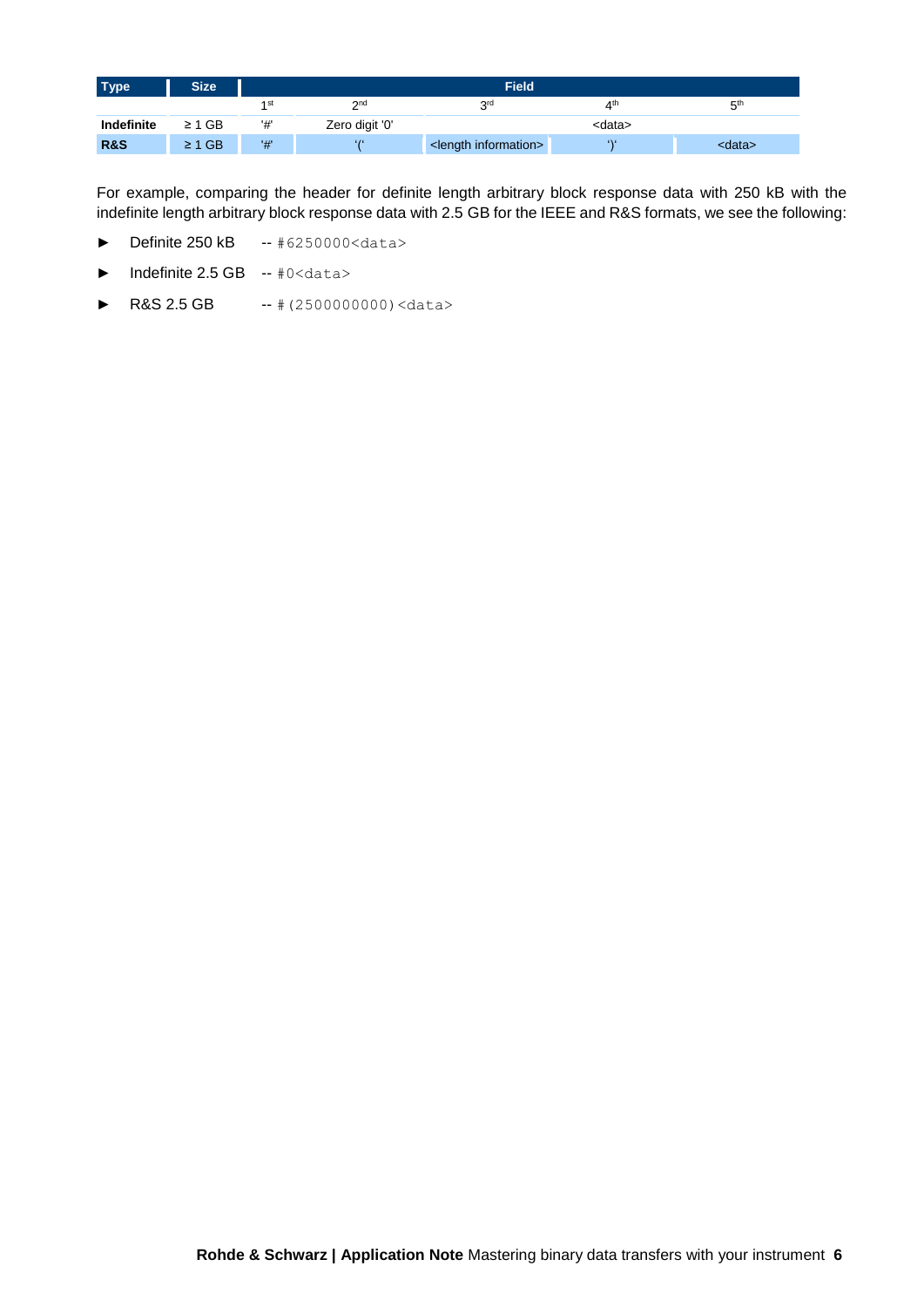| Type | Size | Field | | | | |
|---|---|---|---|---|---|---|
| | | 1st | 2nd | 3rd | 4th | 5th |
| **Indefinite** | ≥ 1 GB | '#' | Zero digit '0' | <data> | | |
| **R&S** | ≥ 1 GB | '#' | '(' | <length information> | ')' | <data> |

For example, comparing the header for definite length arbitrary block response data with 250 kB with the indefinite length arbitrary block response data with 2.5 GB for the IEEE and R&S formats, we see the following:

- Definite 250 kB -- `#6250000<data>`
- Indefinite 2.5 GB -- `#0<data>`
- R&S 2.5 GB -- `#(2500000000)<data>`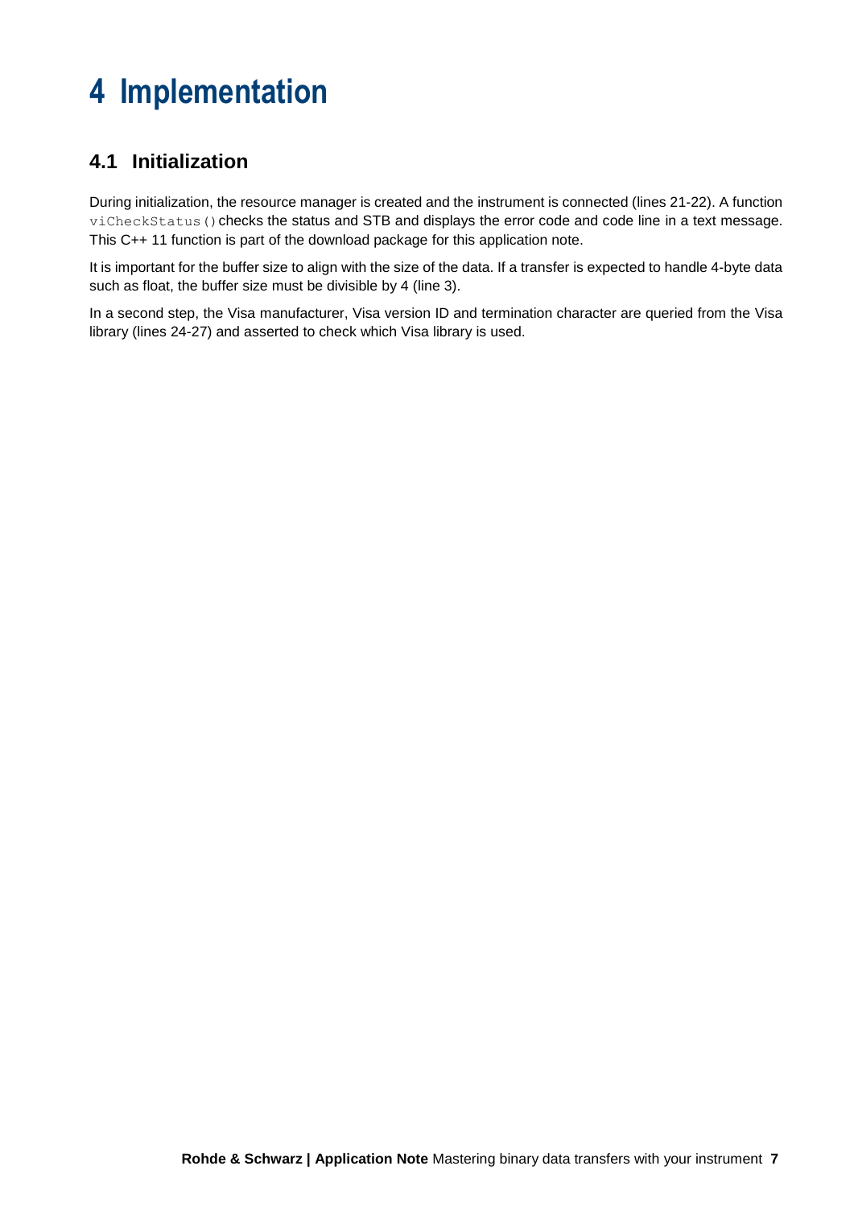# 4 Implementation

## 4.1 Initialization

During initialization, the resource manager is created and the instrument is connected (lines 21-22). A function `viCheckStatus()` checks the status and STB and displays the error code and code line in a text message. This C++ 11 function is part of the download package for this application note.

It is important for the buffer size to align with the size of the data. If a transfer is expected to handle 4-byte data such as float, the buffer size must be divisible by 4 (line 3).

In a second step, the Visa manufacturer, Visa version ID and termination character are queried from the Visa library (lines 24-27) and asserted to check which Visa library is used.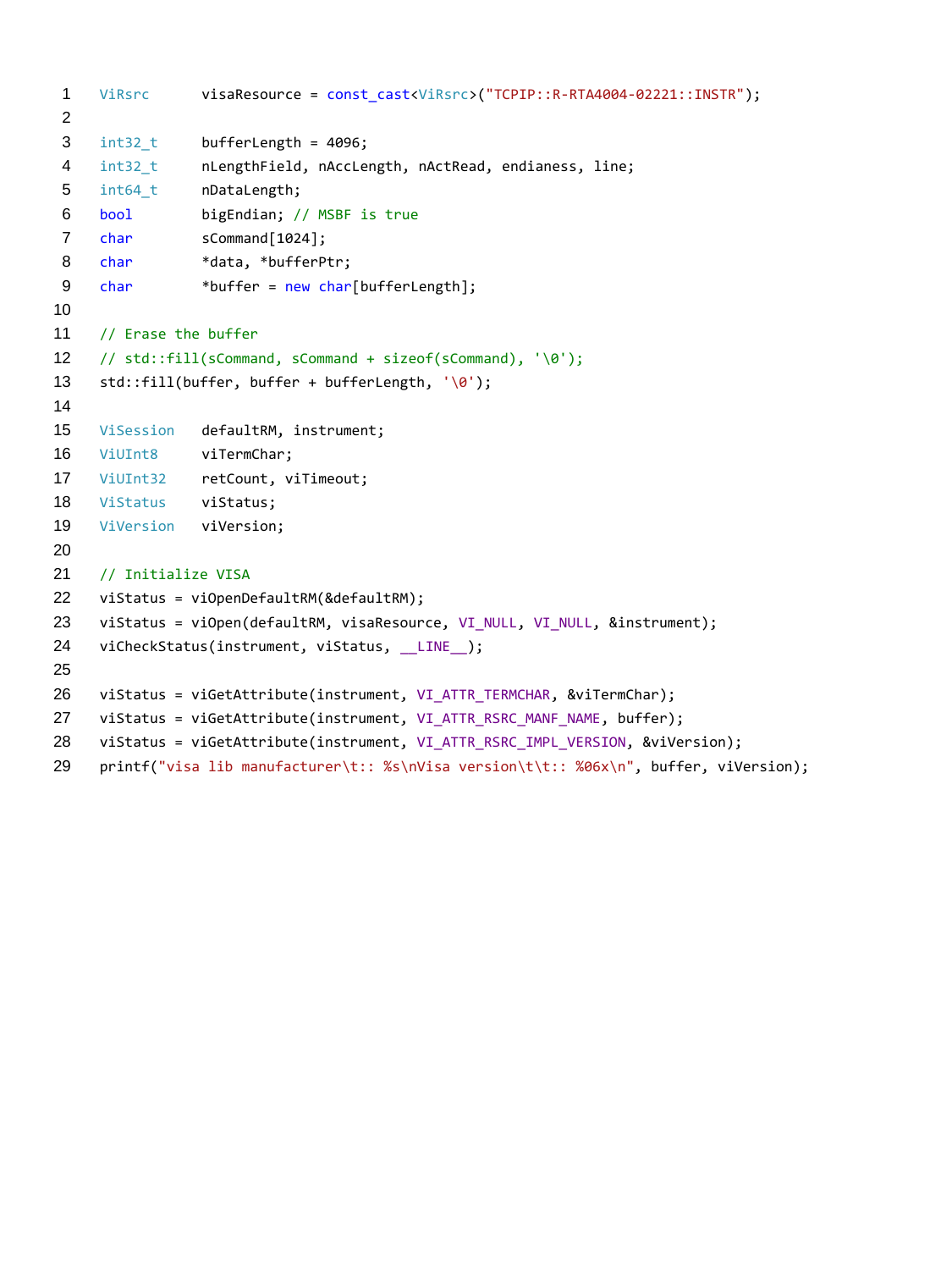```
ViRsrc      visaResource = const_cast<ViRsrc>("TCPIP::R-RTA4004-02221::INSTR");

int32_t     bufferLength = 4096;
int32_t     nLengthField, nAccLength, nActRead, endianess, line;
int64_t     nDataLength;
bool        bigEndian; // MSBF is true
char        sCommand[1024];
char        *data, *bufferPtr;
char        *buffer = new char[bufferLength];

// Erase the buffer
// std::fill(sCommand, sCommand + sizeof(sCommand), '\0');
std::fill(buffer, buffer + bufferLength, '\0');

ViSession   defaultRM, instrument;
ViUInt8     viTermChar;
ViUInt32    retCount, viTimeout;
ViStatus    viStatus;
ViVersion   viVersion;

// Initialize VISA
viStatus = viOpenDefaultRM(&defaultRM);
viStatus = viOpen(defaultRM, visaResource, VI_NULL, VI_NULL, &instrument);
viCheckStatus(instrument, viStatus, __LINE__);

viStatus = viGetAttribute(instrument, VI_ATTR_TERMCHAR, &viTermChar);
viStatus = viGetAttribute(instrument, VI_ATTR_RSRC_MANF_NAME, buffer);
viStatus = viGetAttribute(instrument, VI_ATTR_RSRC_IMPL_VERSION, &viVersion);
printf("visa lib manufacturer\t:: %s\nVisa version\t\t:: %06x\n", buffer, viVersion);
```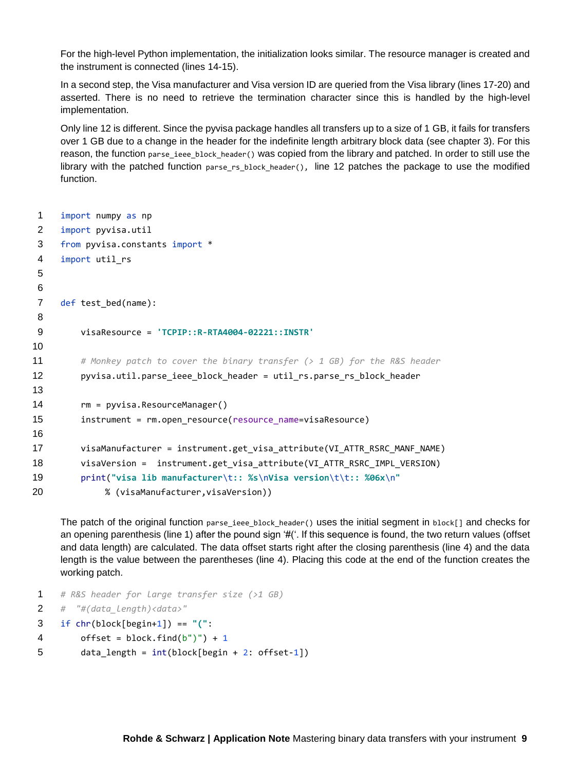For the high-level Python implementation, the initialization looks similar. The resource manager is created and the instrument is connected (lines 14-15).

In a second step, the Visa manufacturer and Visa version ID are queried from the Visa library (lines 17-20) and asserted. There is no need to retrieve the termination character since this is handled by the high-level implementation.

Only line 12 is different. Since the pyvisa package handles all transfers up to a size of 1 GB, it fails for transfers over 1 GB due to a change in the header for the indefinite length arbitrary block data (see chapter 3). For this reason, the function `parse_ieee_block_header()` was copied from the library and patched. In order to still use the library with the patched function `parse_rs_block_header()`, line 12 patches the package to use the modified function.

```
1   import numpy as np
2   import pyvisa.util
3   from pyvisa.constants import *
4   import util_rs
5
6
7   def test_bed(name):
8
9       visaResource = 'TCPIP::R-RTA4004-02221::INSTR'
10
11      # Monkey patch to cover the binary transfer (> 1 GB) for the R&S header
12      pyvisa.util.parse_ieee_block_header = util_rs.parse_rs_block_header
13
14      rm = pyvisa.ResourceManager()
15      instrument = rm.open_resource(resource_name=visaResource)
16
17      visaManufacturer = instrument.get_visa_attribute(VI_ATTR_RSRC_MANF_NAME)
18      visaVersion =  instrument.get_visa_attribute(VI_ATTR_RSRC_IMPL_VERSION)
19      print("visa lib manufacturer\t:: %s\nVisa version\t\t:: %06x\n"
20            % (visaManufacturer,visaVersion))
```

The patch of the original function `parse_ieee_block_header()` uses the initial segment in `block[]` and checks for an opening parenthesis (line 1) after the pound sign '#('. If this sequence is found, the two return values (offset and data length) are calculated. The data offset starts right after the closing parenthesis (line 4) and the data length is the value between the parentheses (line 4). Placing this code at the end of the function creates the working patch.

```
1   # R&S header for large transfer size (>1 GB)
2   #  "#(data_length)<data>"
3   if chr(block[begin+1]) == "(":
4       offset = block.find(b")") + 1
5       data_length = int(block[begin + 2: offset-1])
```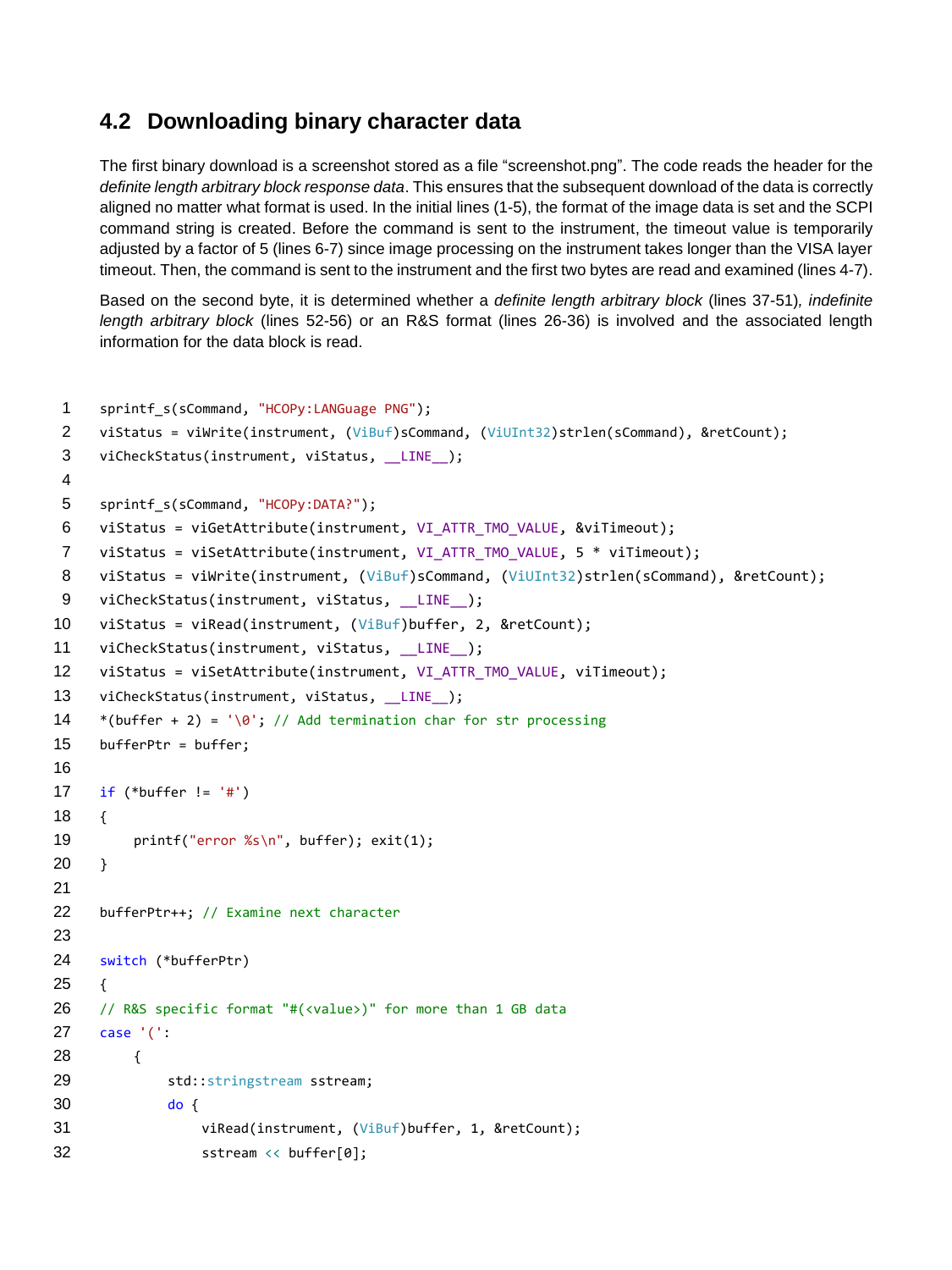## 4.2 Downloading binary character data

The first binary download is a screenshot stored as a file "screenshot.png". The code reads the header for the *definite length arbitrary block response data*. This ensures that the subsequent download of the data is correctly aligned no matter what format is used. In the initial lines (1-5), the format of the image data is set and the SCPI command string is created. Before the command is sent to the instrument, the timeout value is temporarily adjusted by a factor of 5 (lines 6-7) since image processing on the instrument takes longer than the VISA layer timeout. Then, the command is sent to the instrument and the first two bytes are read and examined (lines 4-7).

Based on the second byte, it is determined whether a *definite length arbitrary block* (lines 37-51)*, indefinite length arbitrary block* (lines 52-56) or an R&S format (lines 26-36) is involved and the associated length information for the data block is read.

```
1   sprintf_s(sCommand, "HCOPy:LANGuage PNG");
2   viStatus = viWrite(instrument, (ViBuf)sCommand, (ViUInt32)strlen(sCommand), &retCount);
3   viCheckStatus(instrument, viStatus, __LINE__);
4
5   sprintf_s(sCommand, "HCOPy:DATA?");
6   viStatus = viGetAttribute(instrument, VI_ATTR_TMO_VALUE, &viTimeout);
7   viStatus = viSetAttribute(instrument, VI_ATTR_TMO_VALUE, 5 * viTimeout);
8   viStatus = viWrite(instrument, (ViBuf)sCommand, (ViUInt32)strlen(sCommand), &retCount);
9   viCheckStatus(instrument, viStatus, __LINE__);
10  viStatus = viRead(instrument, (ViBuf)buffer, 2, &retCount);
11  viCheckStatus(instrument, viStatus, __LINE__);
12  viStatus = viSetAttribute(instrument, VI_ATTR_TMO_VALUE, viTimeout);
13  viCheckStatus(instrument, viStatus, __LINE__);
14  *(buffer + 2) = '\0'; // Add termination char for str processing
15  bufferPtr = buffer;
16
17  if (*buffer != '#')
18  {
19      printf("error %s\n", buffer); exit(1);
20  }
21
22  bufferPtr++; // Examine next character
23
24  switch (*bufferPtr)
25  {
26  // R&S specific format "#(<value>)" for more than 1 GB data
27  case '(':
28      {
29          std::stringstream sstream;
30          do {
31              viRead(instrument, (ViBuf)buffer, 1, &retCount);
32              sstream << buffer[0];
```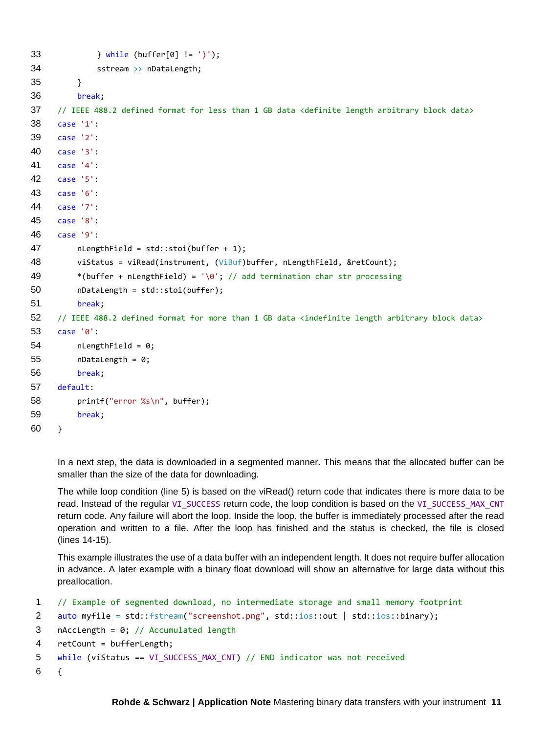```
33          } while (buffer[0] != ')');
34          sstream >> nDataLength;
35      }
36      break;
37  // IEEE 488.2 defined format for less than 1 GB data <definite length arbitrary block data>
38  case '1':
39  case '2':
40  case '3':
41  case '4':
42  case '5':
43  case '6':
44  case '7':
45  case '8':
46  case '9':
47      nLengthField = std::stoi(buffer + 1);
48      viStatus = viRead(instrument, (ViBuf)buffer, nLengthField, &retCount);
49      *(buffer + nLengthField) = '\0'; // add termination char str processing
50      nDataLength = std::stoi(buffer);
51      break;
52  // IEEE 488.2 defined format for more than 1 GB data <indefinite length arbitrary block data>
53  case '0':
54      nLengthField = 0;
55      nDataLength = 0;
56      break;
57  default:
58      printf("error %s\n", buffer);
59      break;
60  }
```

In a next step, the data is downloaded in a segmented manner. This means that the allocated buffer can be smaller than the size of the data for downloading.

The while loop condition (line 5) is based on the viRead() return code that indicates there is more data to be read. Instead of the regular `VI_SUCCESS` return code, the loop condition is based on the `VI_SUCCESS_MAX_CNT` return code. Any failure will abort the loop. Inside the loop, the buffer is immediately processed after the read operation and written to a file. After the loop has finished and the status is checked, the file is closed (lines 14-15).

This example illustrates the use of a data buffer with an independent length. It does not require buffer allocation in advance. A later example with a binary float download will show an alternative for large data without this preallocation.

```
1   // Example of segmented download, no intermediate storage and small memory footprint
2   auto myfile = std::fstream("screenshot.png", std::ios::out | std::ios::binary);
3   nAccLength = 0; // Accumulated length
4   retCount = bufferLength;
5   while (viStatus == VI_SUCCESS_MAX_CNT) // END indicator was not received
6   {
```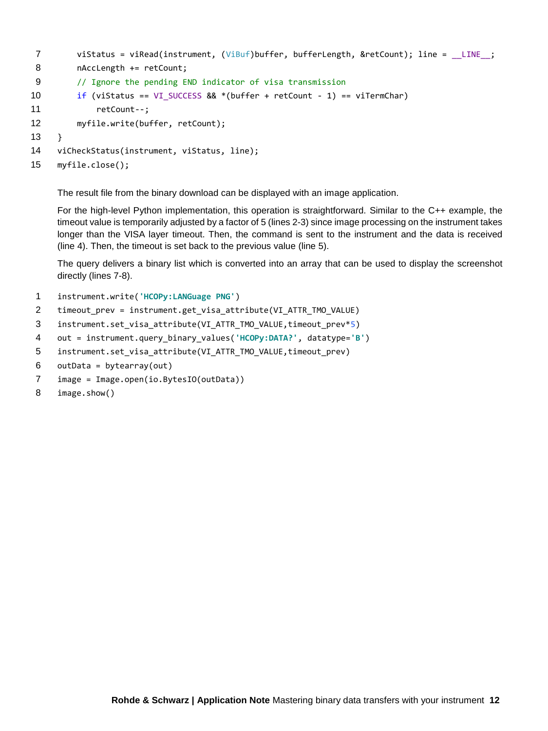```
7      viStatus = viRead(instrument, (ViBuf)buffer, bufferLength, &retCount); line = __LINE__;
8      nAccLength += retCount;
9      // Ignore the pending END indicator of visa transmission
10     if (viStatus == VI_SUCCESS && *(buffer + retCount - 1) == viTermChar)
11         retCount--;
12     myfile.write(buffer, retCount);
13 }
14 viCheckStatus(instrument, viStatus, line);
15 myfile.close();
```

The result file from the binary download can be displayed with an image application.

For the high-level Python implementation, this operation is straightforward. Similar to the C++ example, the timeout value is temporarily adjusted by a factor of 5 (lines 2-3) since image processing on the instrument takes longer than the VISA layer timeout. Then, the command is sent to the instrument and the data is received (line 4). Then, the timeout is set back to the previous value (line 5).

The query delivers a binary list which is converted into an array that can be used to display the screenshot directly (lines 7-8).

```
1  instrument.write('HCOPy:LANGuage PNG')
2  timeout_prev = instrument.get_visa_attribute(VI_ATTR_TMO_VALUE)
3  instrument.set_visa_attribute(VI_ATTR_TMO_VALUE,timeout_prev*5)
4  out = instrument.query_binary_values('HCOPy:DATA?', datatype='B')
5  instrument.set_visa_attribute(VI_ATTR_TMO_VALUE,timeout_prev)
6  outData = bytearray(out)
7  image = Image.open(io.BytesIO(outData))
8  image.show()
```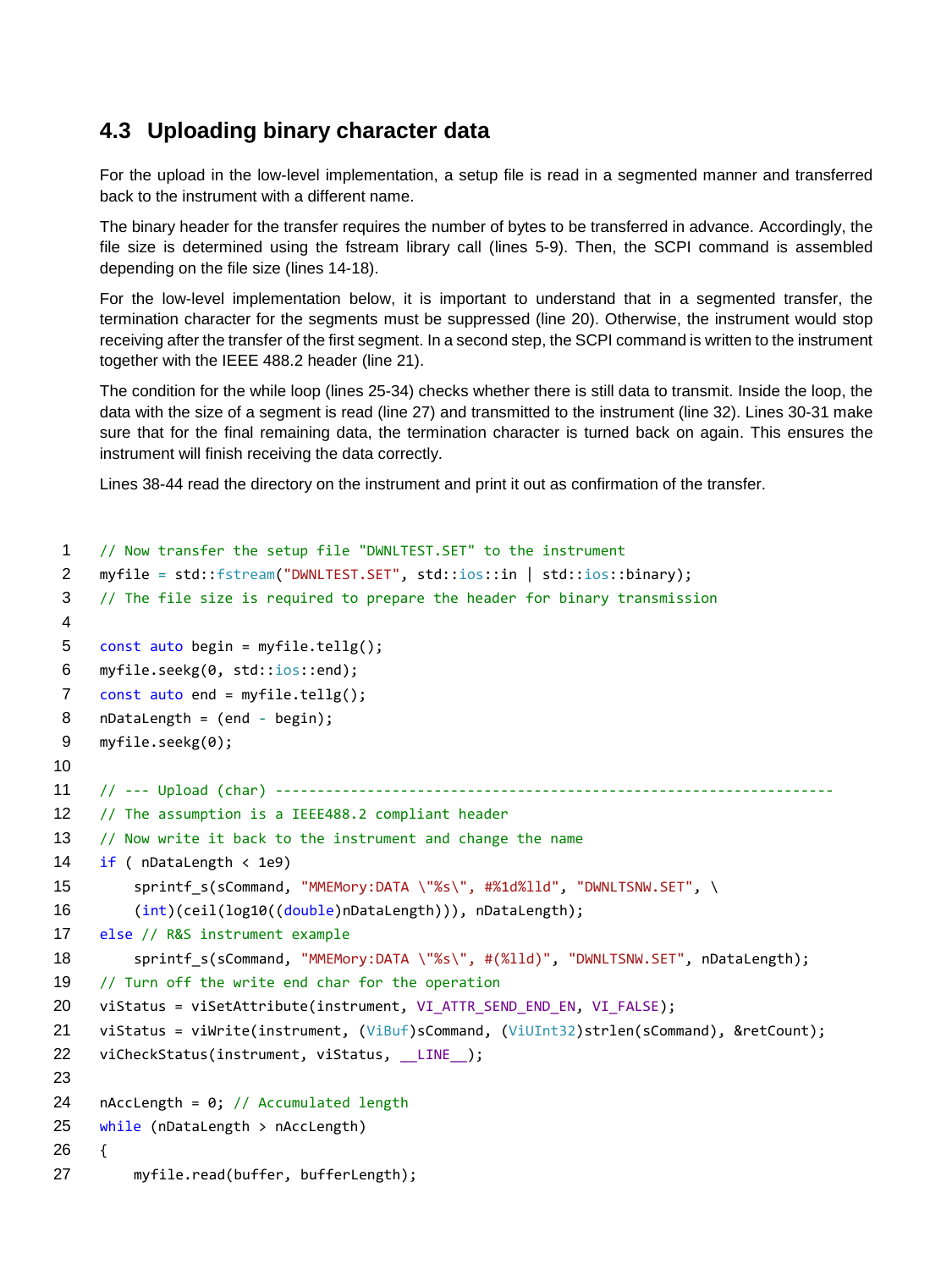## 4.3 Uploading binary character data

For the upload in the low-level implementation, a setup file is read in a segmented manner and transferred back to the instrument with a different name.

The binary header for the transfer requires the number of bytes to be transferred in advance. Accordingly, the file size is determined using the fstream library call (lines 5-9). Then, the SCPI command is assembled depending on the file size (lines 14-18).

For the low-level implementation below, it is important to understand that in a segmented transfer, the termination character for the segments must be suppressed (line 20). Otherwise, the instrument would stop receiving after the transfer of the first segment. In a second step, the SCPI command is written to the instrument together with the IEEE 488.2 header (line 21).

The condition for the while loop (lines 25-34) checks whether there is still data to transmit. Inside the loop, the data with the size of a segment is read (line 27) and transmitted to the instrument (line 32). Lines 30-31 make sure that for the final remaining data, the termination character is turned back on again. This ensures the instrument will finish receiving the data correctly.

Lines 38-44 read the directory on the instrument and print it out as confirmation of the transfer.

```
1   // Now transfer the setup file "DWNLTEST.SET" to the instrument
2   myfile = std::fstream("DWNLTEST.SET", std::ios::in | std::ios::binary);
3   // The file size is required to prepare the header for binary transmission
4
5   const auto begin = myfile.tellg();
6   myfile.seekg(0, std::ios::end);
7   const auto end = myfile.tellg();
8   nDataLength = (end - begin);
9   myfile.seekg(0);
10
11  // --- Upload (char) ------------------------------------------------------------------
12  // The assumption is a IEEE488.2 compliant header
13  // Now write it back to the instrument and change the name
14  if ( nDataLength < 1e9)
15      sprintf_s(sCommand, "MMEMory:DATA \"%s\", #%1d%lld", "DWNLTSNW.SET", \
16      (int)(ceil(log10((double)nDataLength))), nDataLength);
17  else // R&S instrument example
18      sprintf_s(sCommand, "MMEMory:DATA \"%s\", #(%lld)", "DWNLTSNW.SET", nDataLength);
19  // Turn off the write end char for the operation
20  viStatus = viSetAttribute(instrument, VI_ATTR_SEND_END_EN, VI_FALSE);
21  viStatus = viWrite(instrument, (ViBuf)sCommand, (ViUInt32)strlen(sCommand), &retCount);
22  viCheckStatus(instrument, viStatus, __LINE__);
23
24  nAccLength = 0; // Accumulated length
25  while (nDataLength > nAccLength)
26  {
27      myfile.read(buffer, bufferLength);
```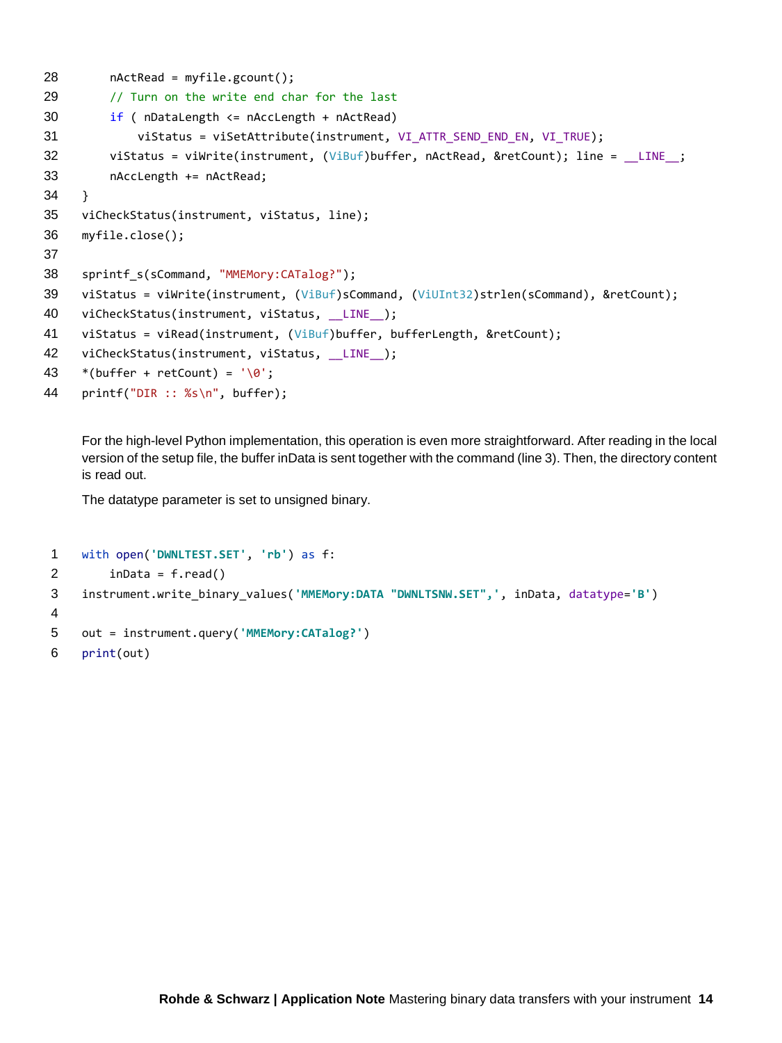```
28        nActRead = myfile.gcount();
29        // Turn on the write end char for the last
30        if ( nDataLength <= nAccLength + nActRead)
31            viStatus = viSetAttribute(instrument, VI_ATTR_SEND_END_EN, VI_TRUE);
32        viStatus = viWrite(instrument, (ViBuf)buffer, nActRead, &retCount); line = __LINE__;
33        nAccLength += nActRead;
34    }
35    viCheckStatus(instrument, viStatus, line);
36    myfile.close();
37
38    sprintf_s(sCommand, "MMEMory:CATalog?");
39    viStatus = viWrite(instrument, (ViBuf)sCommand, (ViUInt32)strlen(sCommand), &retCount);
40    viCheckStatus(instrument, viStatus, __LINE__);
41    viStatus = viRead(instrument, (ViBuf)buffer, bufferLength, &retCount);
42    viCheckStatus(instrument, viStatus, __LINE__);
43    *(buffer + retCount) = '\0';
44    printf("DIR :: %s\n", buffer);
```

For the high-level Python implementation, this operation is even more straightforward. After reading in the local version of the setup file, the buffer inData is sent together with the command (line 3). Then, the directory content is read out.

The datatype parameter is set to unsigned binary.

```
1    with open('DWNLTEST.SET', 'rb') as f:
2        inData = f.read()
3    instrument.write_binary_values('MMEMory:DATA "DWNLTSNW.SET",', inData, datatype='B')
4
5    out = instrument.query('MMEMory:CATalog?')
6    print(out)
```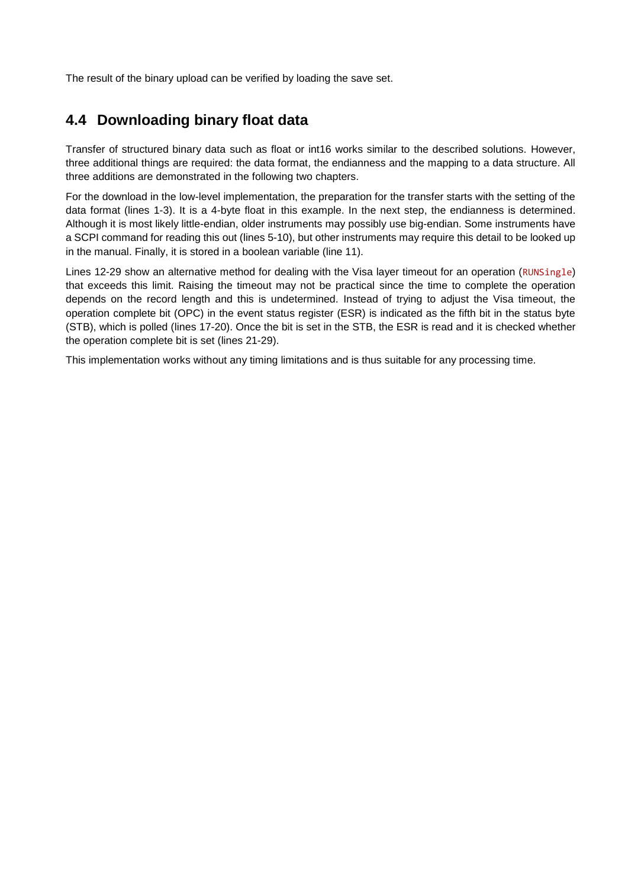The result of the binary upload can be verified by loading the save set.

## 4.4 Downloading binary float data

Transfer of structured binary data such as float or int16 works similar to the described solutions. However, three additional things are required: the data format, the endianness and the mapping to a data structure. All three additions are demonstrated in the following two chapters.

For the download in the low-level implementation, the preparation for the transfer starts with the setting of the data format (lines 1-3). It is a 4-byte float in this example. In the next step, the endianness is determined. Although it is most likely little-endian, older instruments may possibly use big-endian. Some instruments have a SCPI command for reading this out (lines 5-10), but other instruments may require this detail to be looked up in the manual. Finally, it is stored in a boolean variable (line 11).

Lines 12-29 show an alternative method for dealing with the Visa layer timeout for an operation (`RUNSingle`) that exceeds this limit. Raising the timeout may not be practical since the time to complete the operation depends on the record length and this is undetermined. Instead of trying to adjust the Visa timeout, the operation complete bit (OPC) in the event status register (ESR) is indicated as the fifth bit in the status byte (STB), which is polled (lines 17-20). Once the bit is set in the STB, the ESR is read and it is checked whether the operation complete bit is set (lines 21-29).

This implementation works without any timing limitations and is thus suitable for any processing time.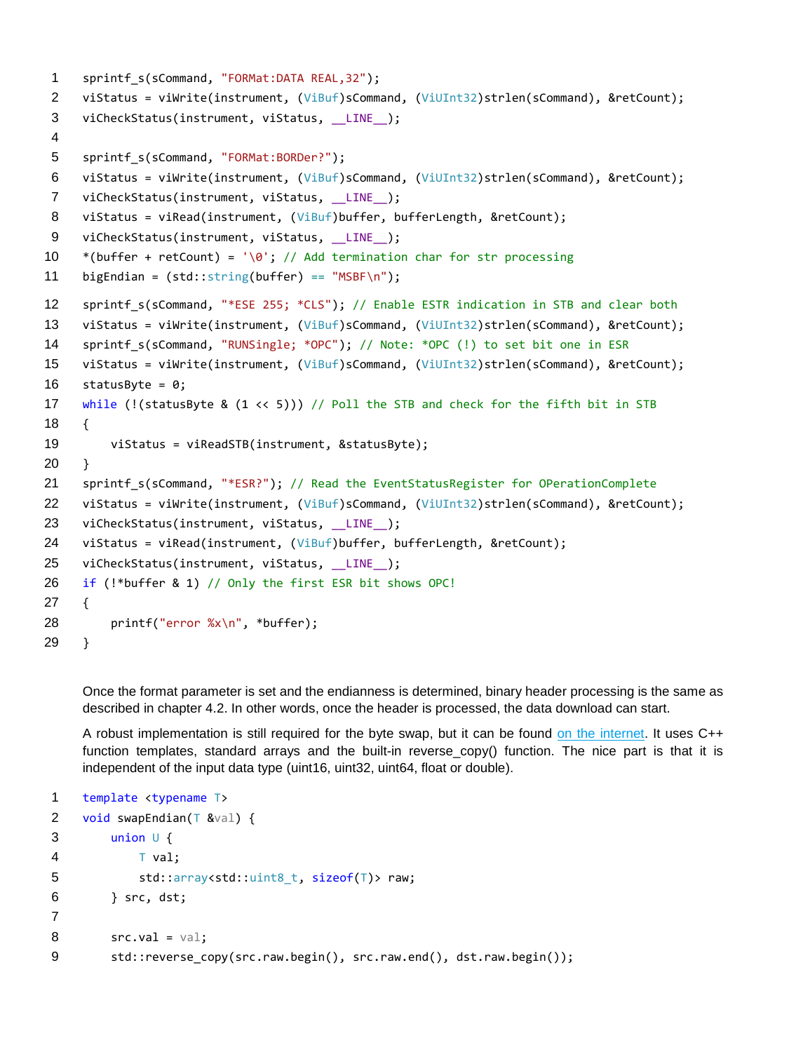```
sprintf_s(sCommand, "FORMat:DATA REAL,32");
viStatus = viWrite(instrument, (ViBuf)sCommand, (ViUInt32)strlen(sCommand), &retCount);
viCheckStatus(instrument, viStatus, __LINE__);

sprintf_s(sCommand, "FORMat:BORDer?");
viStatus = viWrite(instrument, (ViBuf)sCommand, (ViUInt32)strlen(sCommand), &retCount);
viCheckStatus(instrument, viStatus, __LINE__);
viStatus = viRead(instrument, (ViBuf)buffer, bufferLength, &retCount);
viCheckStatus(instrument, viStatus, __LINE__);
*(buffer + retCount) = '\0'; // Add termination char for str processing
bigEndian = (std::string(buffer) == "MSBF\n");
sprintf_s(sCommand, "*ESE 255; *CLS"); // Enable ESTR indication in STB and clear both
viStatus = viWrite(instrument, (ViBuf)sCommand, (ViUInt32)strlen(sCommand), &retCount);
sprintf_s(sCommand, "RUNSingle; *OPC"); // Note: *OPC (!) to set bit one in ESR
viStatus = viWrite(instrument, (ViBuf)sCommand, (ViUInt32)strlen(sCommand), &retCount);
statusByte = 0;
while (!(statusByte & (1 << 5))) // Poll the STB and check for the fifth bit in STB
{
    viStatus = viReadSTB(instrument, &statusByte);
}
sprintf_s(sCommand, "*ESR?"); // Read the EventStatusRegister for OPerationComplete
viStatus = viWrite(instrument, (ViBuf)sCommand, (ViUInt32)strlen(sCommand), &retCount);
viCheckStatus(instrument, viStatus, __LINE__);
viStatus = viRead(instrument, (ViBuf)buffer, bufferLength, &retCount);
viCheckStatus(instrument, viStatus, __LINE__);
if (!*buffer & 1) // Only the first ESR bit shows OPC!
{
    printf("error %x\n", *buffer);
}
```

Once the format parameter is set and the endianness is determined, binary header processing is the same as described in chapter 4.2. In other words, once the header is processed, the data download can start.

A robust implementation is still required for the byte swap, but it can be found on the internet. It uses C++ function templates, standard arrays and the built-in reverse_copy() function. The nice part is that it is independent of the input data type (uint16, uint32, uint64, float or double).

```
template <typename T>
void swapEndian(T &val) {
    union U {
        T val;
        std::array<std::uint8_t, sizeof(T)> raw;
    } src, dst;

    src.val = val;
    std::reverse_copy(src.raw.begin(), src.raw.end(), dst.raw.begin());
```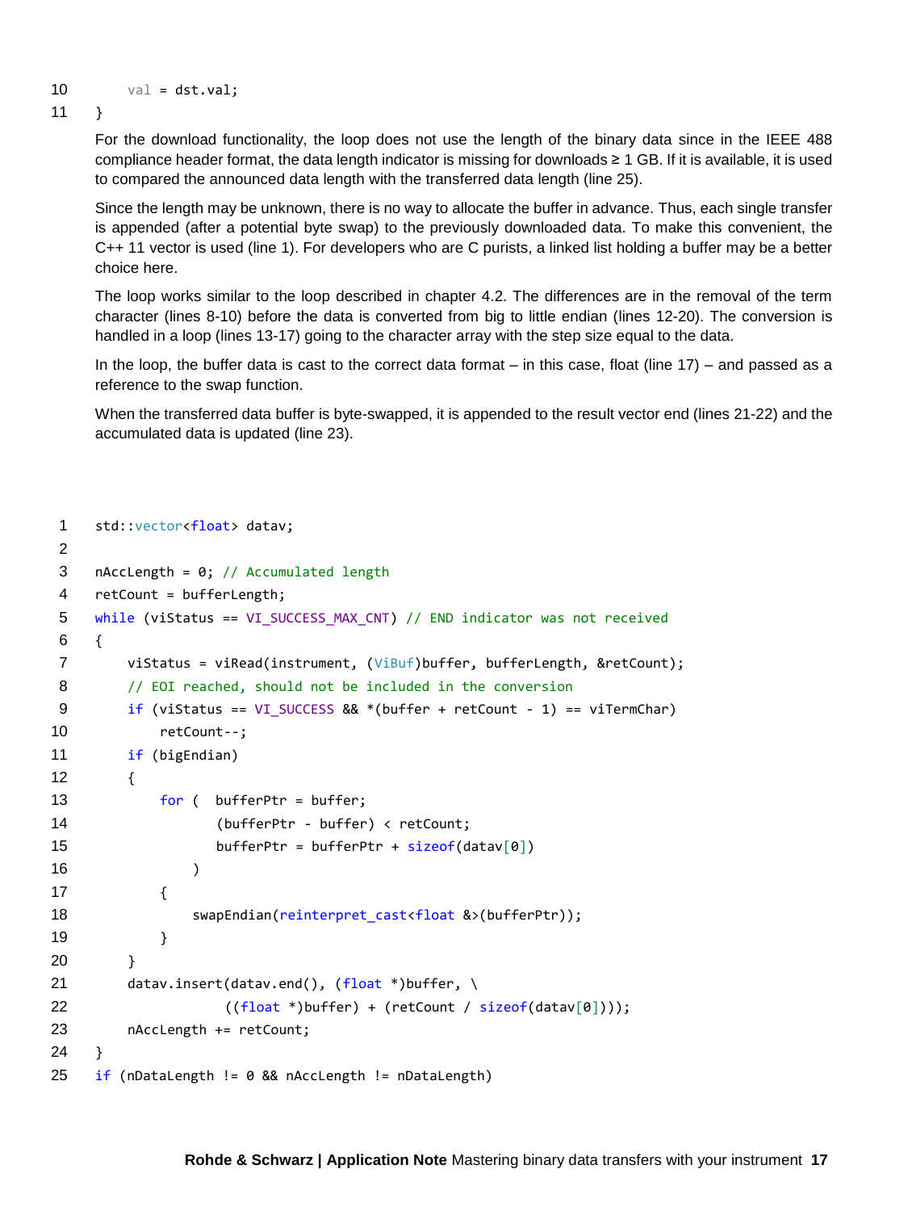```
10        val = dst.val;
11    }
```

For the download functionality, the loop does not use the length of the binary data since in the IEEE 488 compliance header format, the data length indicator is missing for downloads ≥ 1 GB. If it is available, it is used to compared the announced data length with the transferred data length (line 25).

Since the length may be unknown, there is no way to allocate the buffer in advance. Thus, each single transfer is appended (after a potential byte swap) to the previously downloaded data. To make this convenient, the C++ 11 vector is used (line 1). For developers who are C purists, a linked list holding a buffer may be a better choice here.

The loop works similar to the loop described in chapter 4.2. The differences are in the removal of the term character (lines 8-10) before the data is converted from big to little endian (lines 12-20). The conversion is handled in a loop (lines 13-17) going to the character array with the step size equal to the data.

In the loop, the buffer data is cast to the correct data format – in this case, float (line 17) – and passed as a reference to the swap function.

When the transferred data buffer is byte-swapped, it is appended to the result vector end (lines 21-22) and the accumulated data is updated (line 23).

```
1    std::vector<float> datav;
2
3    nAccLength = 0; // Accumulated length
4    retCount = bufferLength;
5    while (viStatus == VI_SUCCESS_MAX_CNT) // END indicator was not received
6    {
7        viStatus = viRead(instrument, (ViBuf)buffer, bufferLength, &retCount);
8        // EOI reached, should not be included in the conversion
9        if (viStatus == VI_SUCCESS && *(buffer + retCount - 1) == viTermChar)
10           retCount--;
11       if (bigEndian)
12       {
13           for (  bufferPtr = buffer;
14                  (bufferPtr - buffer) < retCount;
15                  bufferPtr = bufferPtr + sizeof(datav[0])
16               )
17           {
18               swapEndian(reinterpret_cast<float &>(bufferPtr));
19           }
20       }
21       datav.insert(datav.end(), (float *)buffer, \
22                    ((float *)buffer) + (retCount / sizeof(datav[0])));
23       nAccLength += retCount;
24   }
25   if (nDataLength != 0 && nAccLength != nDataLength)
```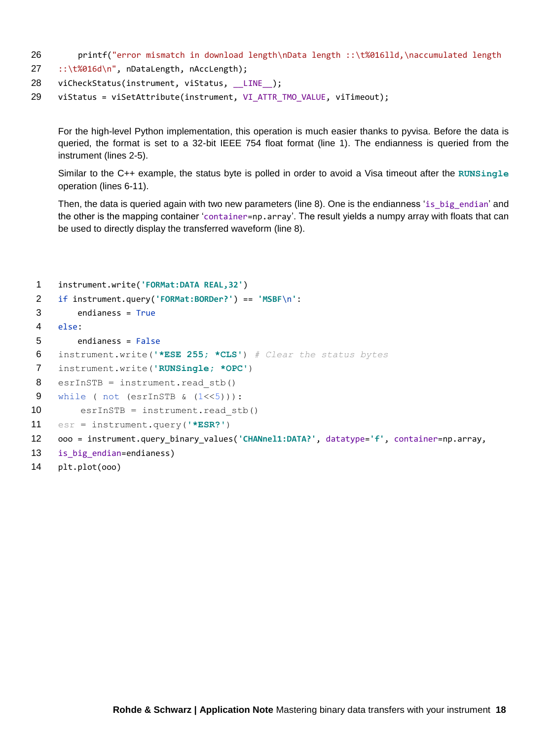```
26        printf("error mismatch in download length\nData length ::\t%016lld,\naccumulated length
27    ::\t%016d\n", nDataLength, nAccLength);
28    viCheckStatus(instrument, viStatus, __LINE__);
29    viStatus = viSetAttribute(instrument, VI_ATTR_TMO_VALUE, viTimeout);
```

For the high-level Python implementation, this operation is much easier thanks to pyvisa. Before the data is queried, the format is set to a 32-bit IEEE 754 float format (line 1). The endianness is queried from the instrument (lines 2-5).

Similar to the C++ example, the status byte is polled in order to avoid a Visa timeout after the `RUNSingle` operation (lines 6-11).

Then, the data is queried again with two new parameters (line 8). One is the endianness '`is_big_endian`' and the other is the mapping container '`container=np.array`'. The result yields a numpy array with floats that can be used to directly display the transferred waveform (line 8).

```
1     instrument.write('FORMat:DATA REAL,32')
2     if instrument.query('FORMat:BORDer?') == 'MSBF\n':
3         endianess = True
4     else:
5         endianess = False
6     instrument.write('*ESE 255; *CLS') # Clear the status bytes
7     instrument.write('RUNSingle; *OPC')
8     esrInSTB = instrument.read_stb()
9     while ( not (esrInSTB & (1<<5))):
10        esrInSTB = instrument.read_stb()
11    esr = instrument.query('*ESR?')
12    ooo = instrument.query_binary_values('CHANnel1:DATA?', datatype='f', container=np.array,
13    is_big_endian=endianess)
14    plt.plot(ooo)
```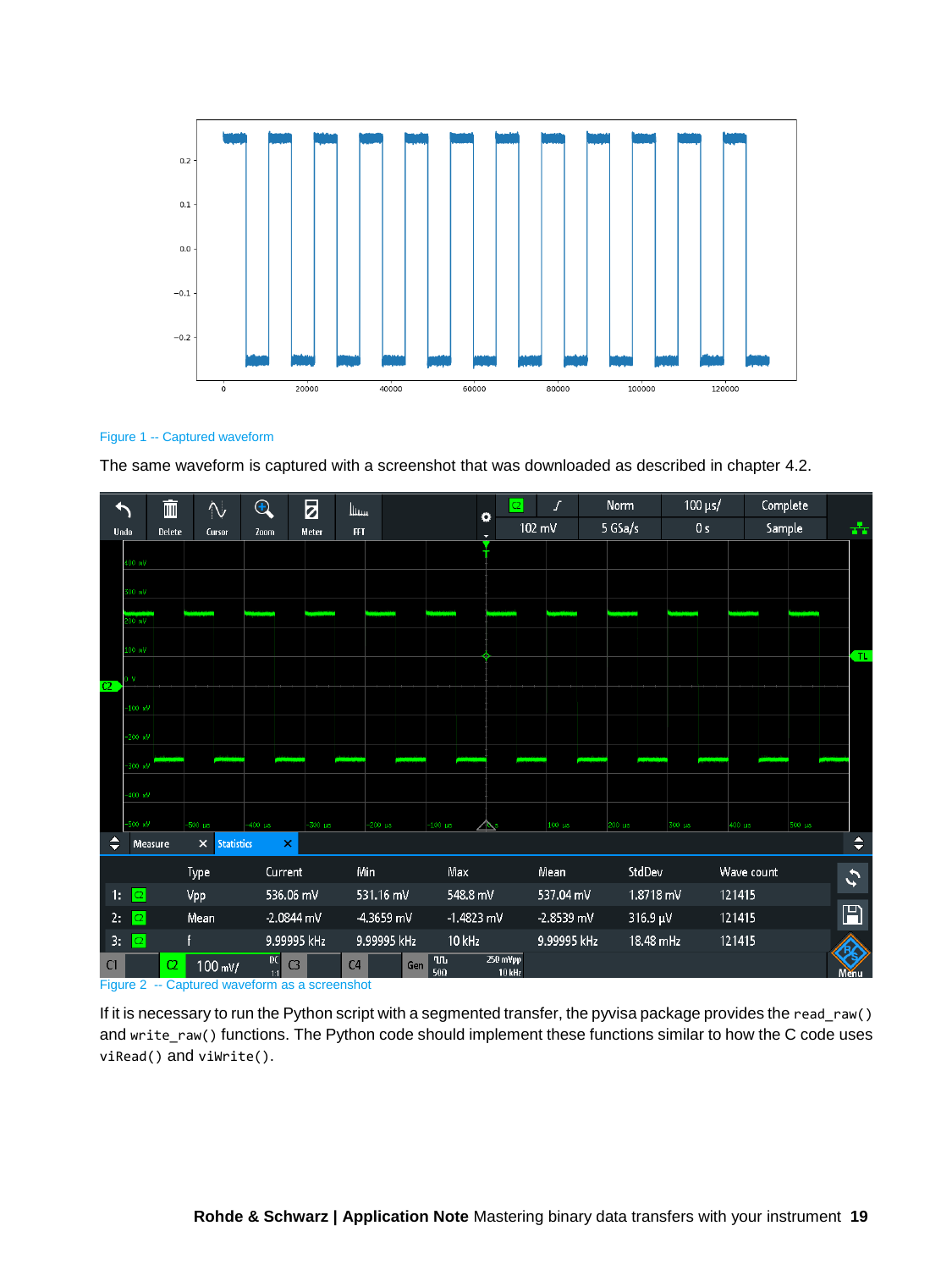Figure 1 -- Captured waveform

The same waveform is captured with a screenshot that was downloaded as described in chapter 4.2.

Figure 2 -- Captured waveform as a screenshot

If it is necessary to run the Python script with a segmented transfer, the pyvisa package provides the `read_raw()` and `write_raw()` functions. The Python code should implement these functions similar to how the C code uses `viRead()` and `viWrite()`.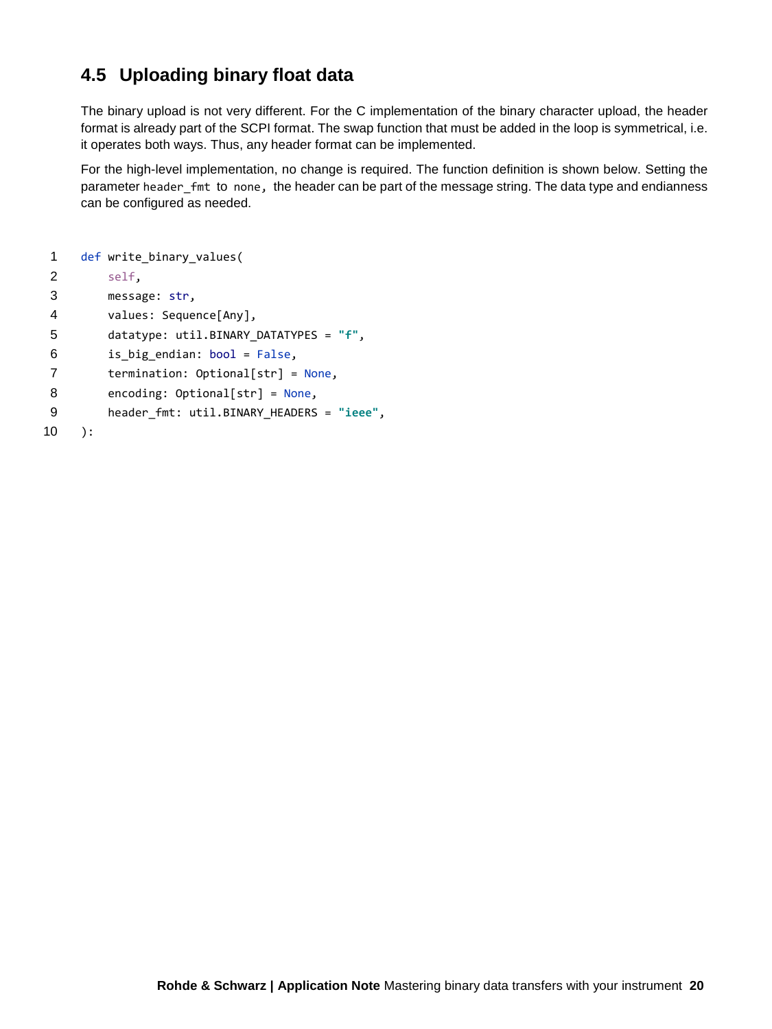## 4.5 Uploading binary float data

The binary upload is not very different. For the C implementation of the binary character upload, the header format is already part of the SCPI format. The swap function that must be added in the loop is symmetrical, i.e. it operates both ways. Thus, any header format can be implemented.

For the high-level implementation, no change is required. The function definition is shown below. Setting the parameter `header_fmt` to `none`, the header can be part of the message string. The data type and endianness can be configured as needed.

```python
def write_binary_values(
    self,
    message: str,
    values: Sequence[Any],
    datatype: util.BINARY_DATATYPES = "f",
    is_big_endian: bool = False,
    termination: Optional[str] = None,
    encoding: Optional[str] = None,
    header_fmt: util.BINARY_HEADERS = "ieee",
):
```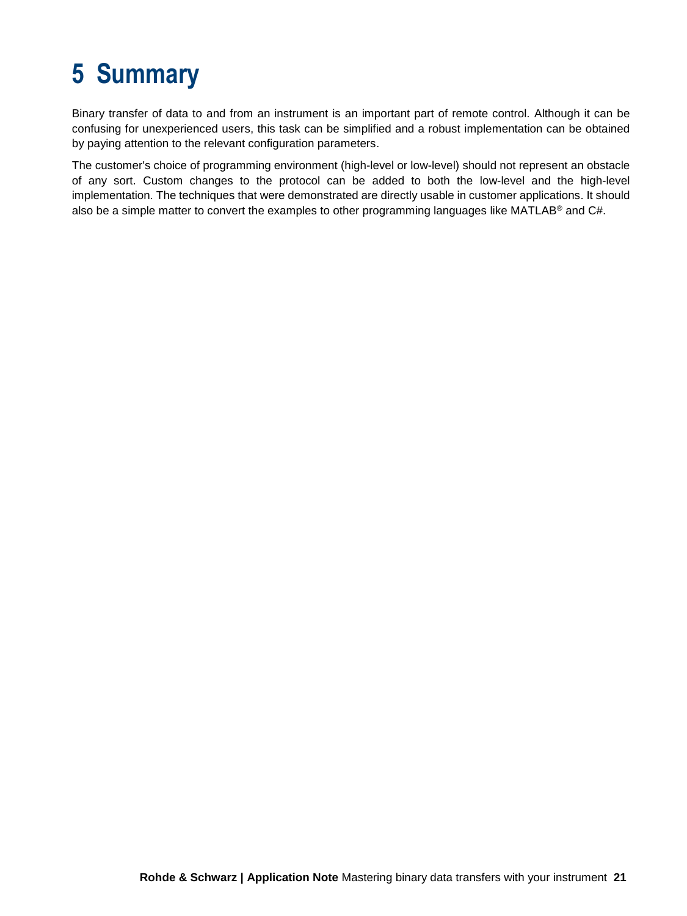# 5 Summary

Binary transfer of data to and from an instrument is an important part of remote control. Although it can be confusing for unexperienced users, this task can be simplified and a robust implementation can be obtained by paying attention to the relevant configuration parameters.

The customer's choice of programming environment (high-level or low-level) should not represent an obstacle of any sort. Custom changes to the protocol can be added to both the low-level and the high-level implementation. The techniques that were demonstrated are directly usable in customer applications. It should also be a simple matter to convert the examples to other programming languages like MATLAB® and C#.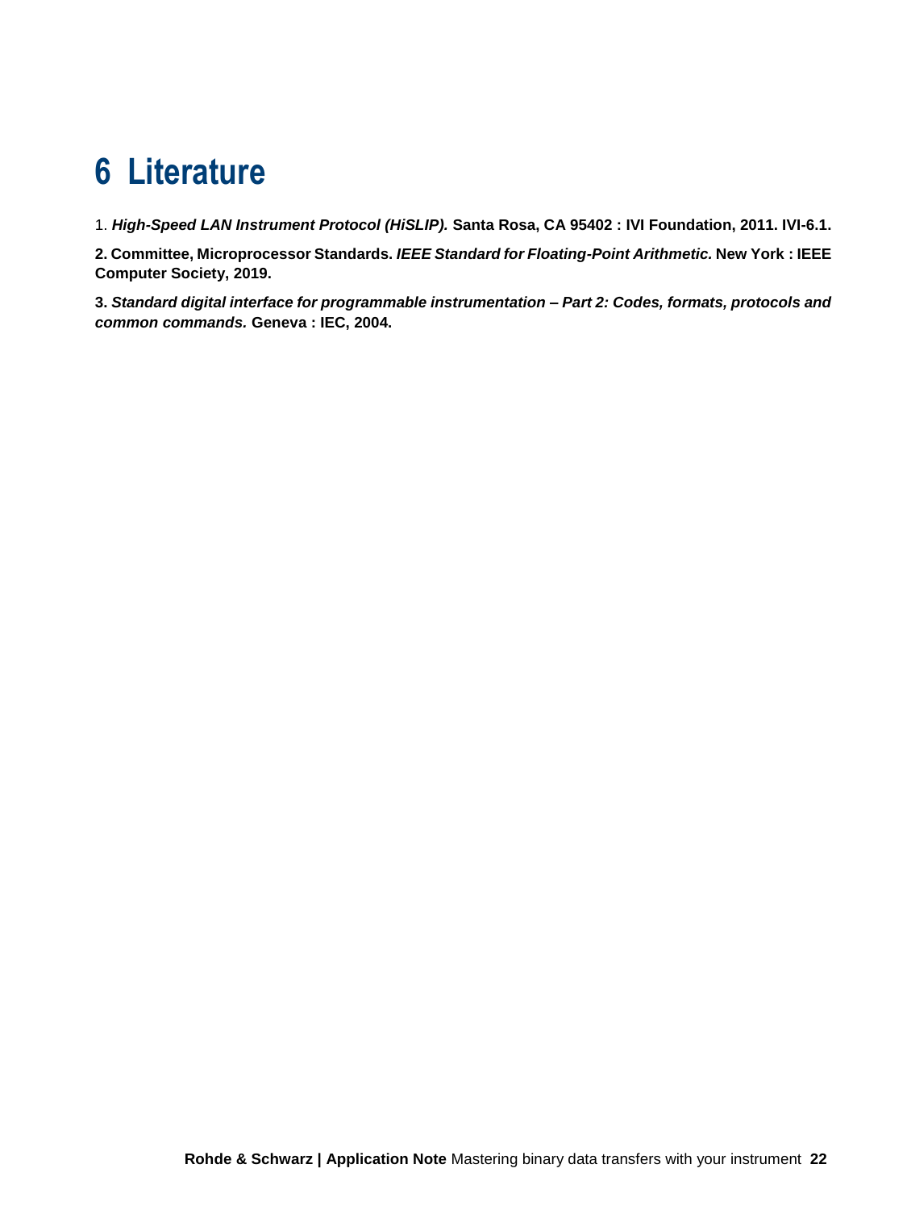# 6 Literature

1. ***High-Speed LAN Instrument Protocol (HiSLIP).*** **Santa Rosa, CA 95402 : IVI Foundation, 2011. IVI-6.1.**

**2. Committee, Microprocessor Standards.** ***IEEE Standard for Floating-Point Arithmetic.*** **New York : IEEE Computer Society, 2019.**

**3.** ***Standard digital interface for programmable instrumentation – Part 2: Codes, formats, protocols and common commands.*** **Geneva : IEC, 2004.**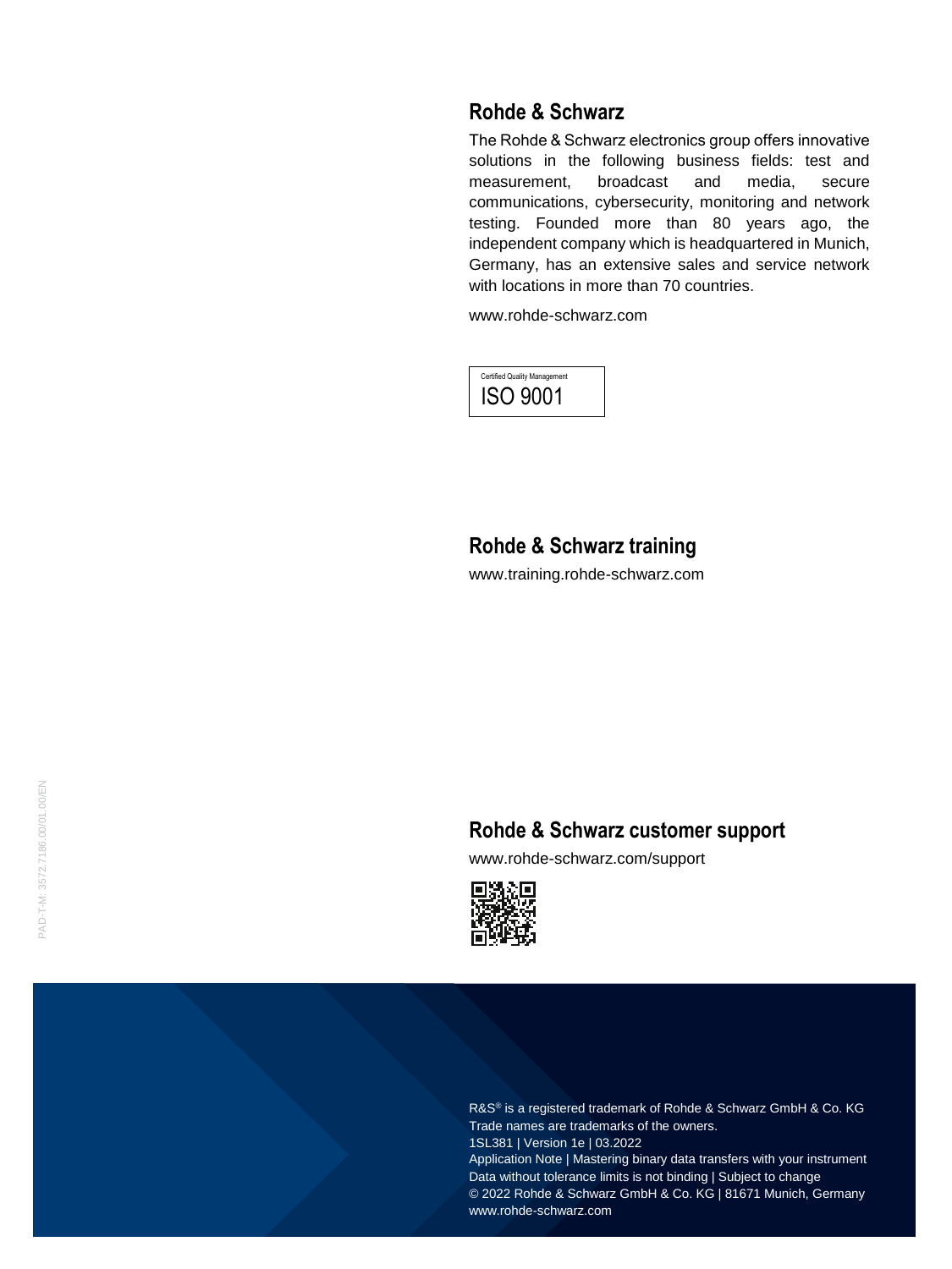## Rohde & Schwarz

The Rohde & Schwarz electronics group offers innovative solutions in the following business fields: test and measurement, broadcast and media, secure communications, cybersecurity, monitoring and network testing. Founded more than 80 years ago, the independent company which is headquartered in Munich, Germany, has an extensive sales and service network with locations in more than 70 countries.

www.rohde-schwarz.com

Certified Quality Management
ISO 9001

## Rohde & Schwarz training

www.training.rohde-schwarz.com

## Rohde & Schwarz customer support

www.rohde-schwarz.com/support

PAD-T-M: 3572.7186.00/01.00/EN

R&S® is a registered trademark of Rohde & Schwarz GmbH & Co. KG
Trade names are trademarks of the owners.
1SL381 | Version 1e | 03.2022
Application Note | Mastering binary data transfers with your instrument
Data without tolerance limits is not binding | Subject to change
© 2022 Rohde & Schwarz GmbH & Co. KG | 81671 Munich, Germany
www.rohde-schwarz.com